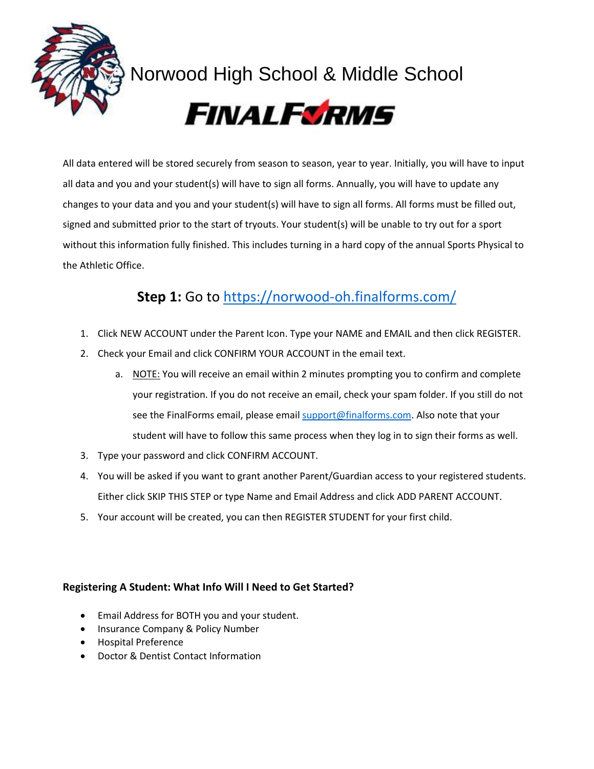# Norwood High School & Middle School

## FINALFORMS

All data entered will be stored securely from season to season, year to year. Initially, you will have to input all data and you and your student(s) will have to sign all forms. Annually, you will have to update any changes to your data and you and your student(s) will have to sign all forms. All forms must be filled out, signed and submitted prior to the start of tryouts. Your student(s) will be unable to try out for a sport without this information fully finished. This includes turning in a hard copy of the annual Sports Physical to the Athletic Office.

## **Step 1:** Go to [https://norwood-oh.finalforms.com/](https://norwood-oh.finalforms.com/)

1. Click NEW ACCOUNT under the Parent Icon. Type your NAME and EMAIL and then click REGISTER.
2. Check your Email and click CONFIRM YOUR ACCOUNT in the email text.
   a. NOTE: You will receive an email within 2 minutes prompting you to confirm and complete your registration. If you do not receive an email, check your spam folder. If you still do not see the FinalForms email, please email [support@finalforms.com](mailto:support@finalforms.com). Also note that your student will have to follow this same process when they log in to sign their forms as well.
3. Type your password and click CONFIRM ACCOUNT.
4. You will be asked if you want to grant another Parent/Guardian access to your registered students. Either click SKIP THIS STEP or type Name and Email Address and click ADD PARENT ACCOUNT.
5. Your account will be created, you can then REGISTER STUDENT for your first child.

**Registering A Student: What Info Will I Need to Get Started?**

- Email Address for BOTH you and your student.
- Insurance Company & Policy Number
- Hospital Preference
- Doctor & Dentist Contact Information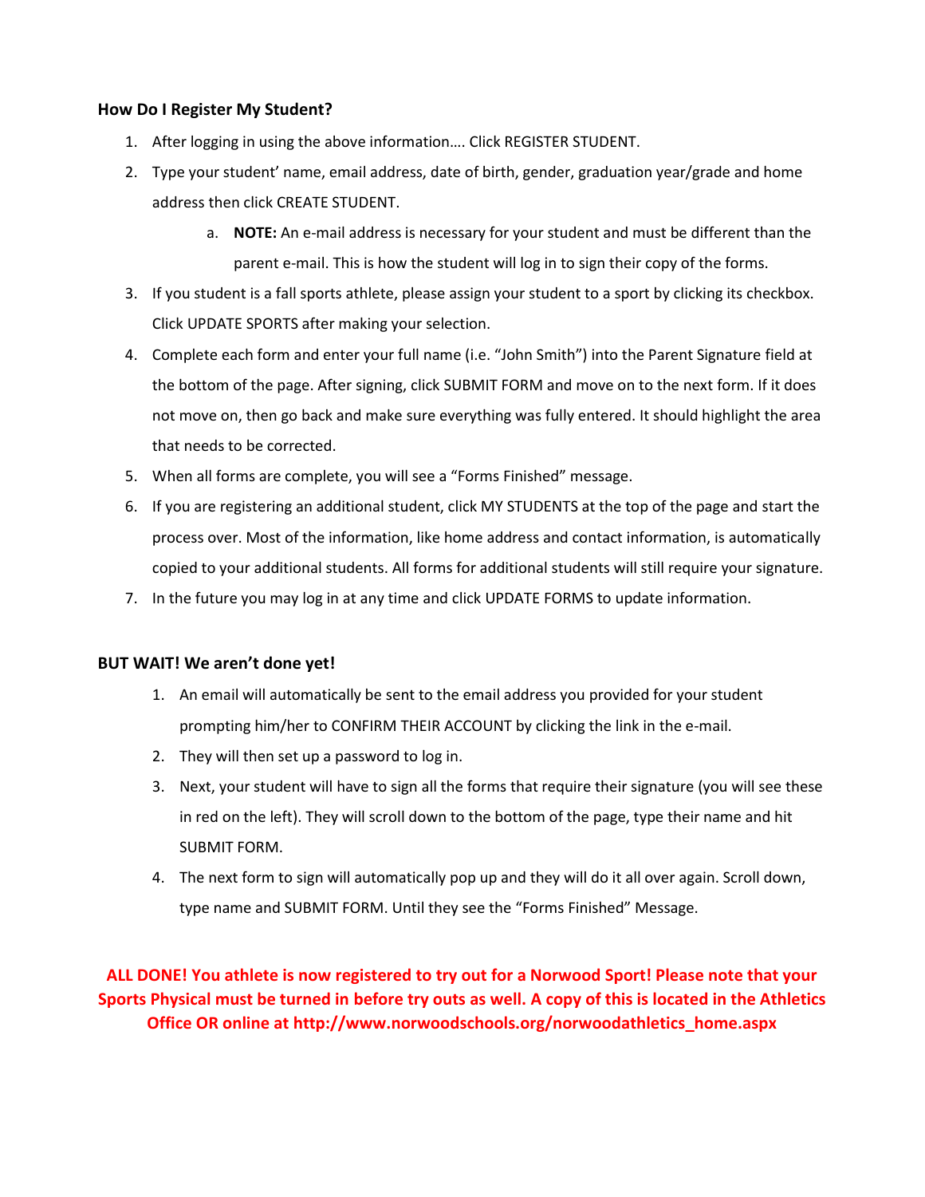### How Do I Register My Student?

1. After logging in using the above information…. Click REGISTER STUDENT.
2. Type your student' name, email address, date of birth, gender, graduation year/grade and home address then click CREATE STUDENT.
    a. **NOTE:** An e-mail address is necessary for your student and must be different than the parent e-mail. This is how the student will log in to sign their copy of the forms.
3. If you student is a fall sports athlete, please assign your student to a sport by clicking its checkbox. Click UPDATE SPORTS after making your selection.
4. Complete each form and enter your full name (i.e. "John Smith") into the Parent Signature field at the bottom of the page. After signing, click SUBMIT FORM and move on to the next form. If it does not move on, then go back and make sure everything was fully entered. It should highlight the area that needs to be corrected.
5. When all forms are complete, you will see a "Forms Finished" message.
6. If you are registering an additional student, click MY STUDENTS at the top of the page and start the process over. Most of the information, like home address and contact information, is automatically copied to your additional students. All forms for additional students will still require your signature.
7. In the future you may log in at any time and click UPDATE FORMS to update information.

### BUT WAIT! We aren't done yet!

1. An email will automatically be sent to the email address you provided for your student prompting him/her to CONFIRM THEIR ACCOUNT by clicking the link in the e-mail.
2. They will then set up a password to log in.
3. Next, your student will have to sign all the forms that require their signature (you will see these in red on the left). They will scroll down to the bottom of the page, type their name and hit SUBMIT FORM.
4. The next form to sign will automatically pop up and they will do it all over again. Scroll down, type name and SUBMIT FORM. Until they see the "Forms Finished" Message.

**ALL DONE! You athlete is now registered to try out for a Norwood Sport! Please note that your Sports Physical must be turned in before try outs as well. A copy of this is located in the Athletics Office OR online at http://www.norwoodschools.org/norwoodathletics_home.aspx**